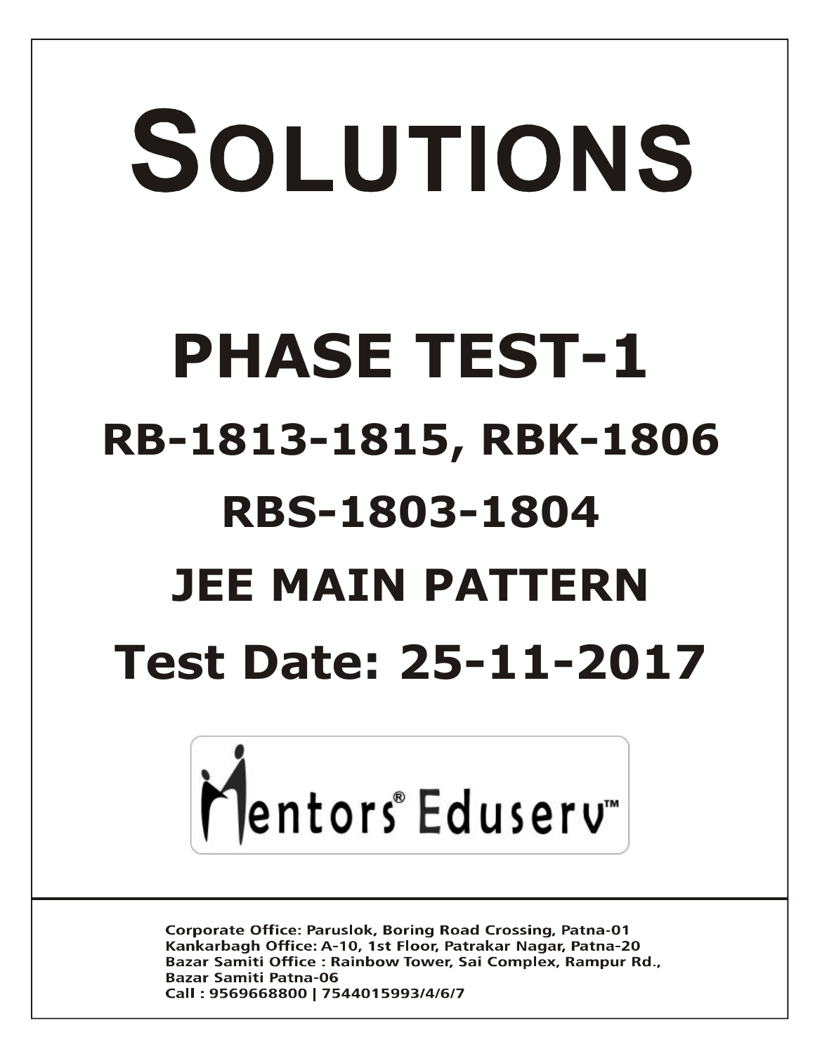# SOLUTIONS

# PHASE TEST-1

## RB-1813-1815, RBK-1806

## RBS-1803-1804

## JEE MAIN PATTERN

## Test Date: 25-11-2017

Mentors® Eduserv™

Corporate Office: Paruslok, Boring Road Crossing, Patna-01
Kankarbagh Office: A-10, 1st Floor, Patrakar Nagar, Patna-20
Bazar Samiti Office : Rainbow Tower, Sai Complex, Rampur Rd., Bazar Samiti Patna-06
Call : 9569668800 | 7544015993/4/6/7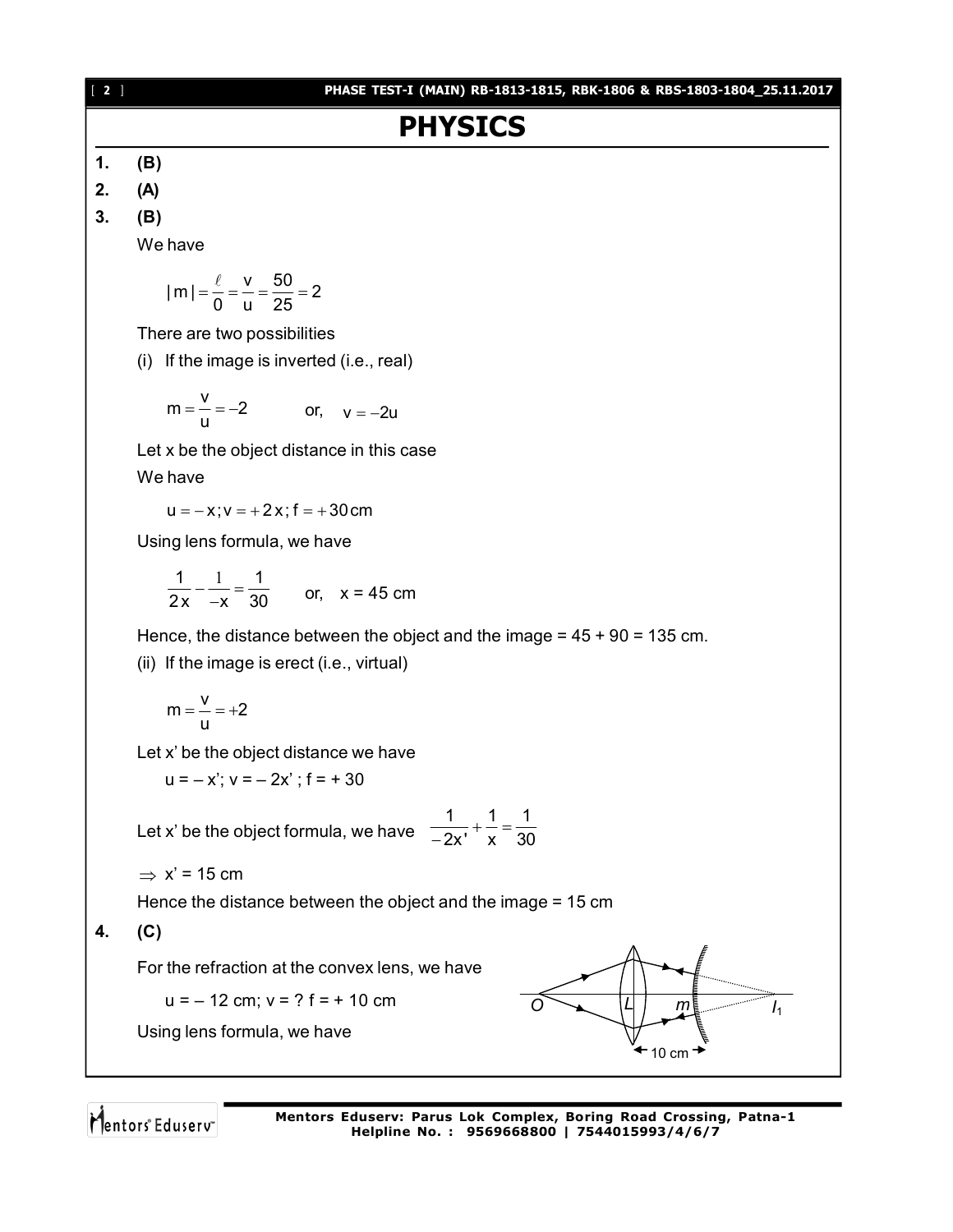# PHYSICS

**1.** **(B)**

**2.** **(A)**

**3.** **(B)**

We have

$$|m| = \frac{\ell}{0} = \frac{v}{u} = \frac{50}{25} = 2$$

There are two possibilities

(i) If the image is inverted (i.e., real)

$$m = \frac{v}{u} = -2 \qquad \text{or,} \quad v = -2u$$

Let x be the object distance in this case

We have

$$u = -x; v = +2x; f = +30\,\text{cm}$$

Using lens formula, we have

$$\frac{1}{2x} - \frac{1}{-x} = \frac{1}{30} \qquad \text{or,} \quad x = 45\text{ cm}$$

Hence, the distance between the object and the image = 45 + 90 = 135 cm.

(ii) If the image is erect (i.e., virtual)

$$m = \frac{v}{u} = +2$$

Let x' be the object distance we have

$u = -x'$; $v = -2x'$ ; $f = +30$

Let x' be the object formula, we have $\frac{1}{-2x'} + \frac{1}{x} = \frac{1}{30}$

$\Rightarrow$ x' = 15 cm

Hence the distance between the object and the image = 15 cm

**4.** **(C)**

For the refraction at the convex lens, we have

$u = -12$ cm; $v = ?$ $f = +10$ cm

Using lens formula, we have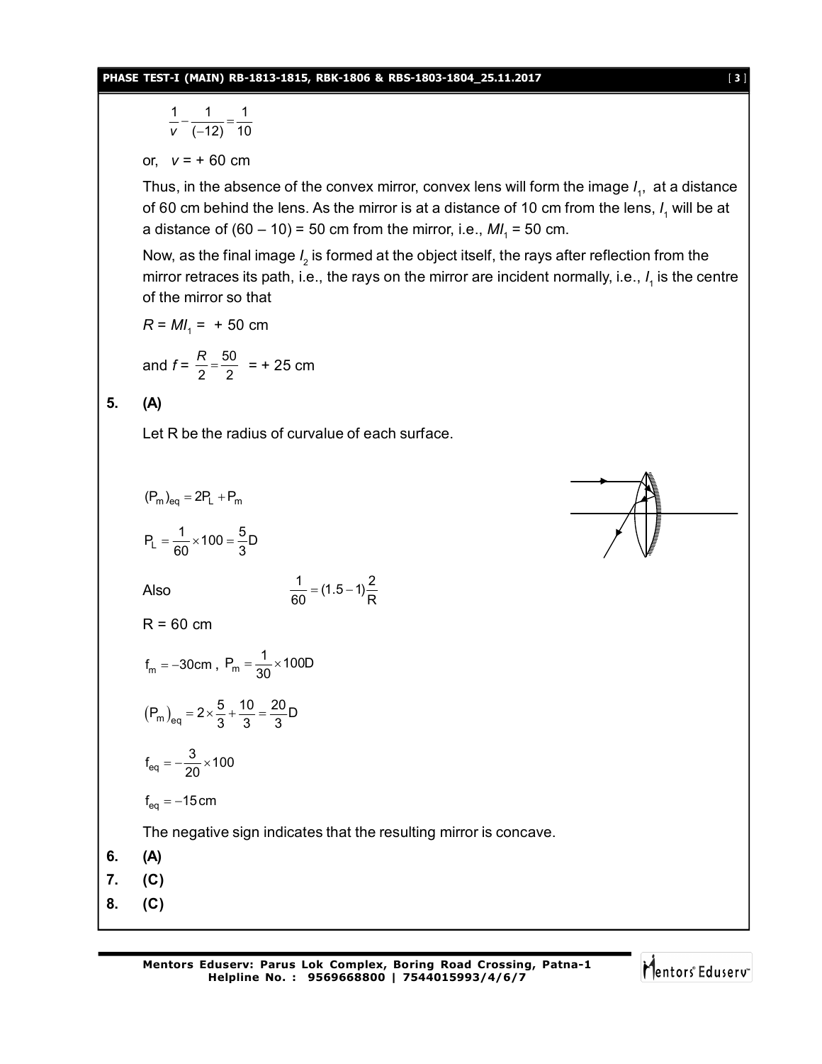$$\frac{1}{v} - \frac{1}{(-12)} = \frac{1}{10}$$

or, $v = +\ 60$ cm

Thus, in the absence of the convex mirror, convex lens will form the image $I_1$, at a distance of 60 cm behind the lens. As the mirror is at a distance of 10 cm from the lens, $I_1$ will be at a distance of (60 – 10) = 50 cm from the mirror, i.e., $MI_1$ = 50 cm.

Now, as the final image $I_2$ is formed at the object itself, the rays after reflection from the mirror retraces its path, i.e., the rays on the mirror are incident normally, i.e., $I_1$ is the centre of the mirror so that

$R = MI_1 = +\ 50$ cm

and $f = \frac{R}{2} = \frac{50}{2} = +\ 25$ cm

**5. (A)**

Let R be the radius of curvalue of each surface.

$$(P_m)_{eq} = 2P_L + P_m$$

$$P_L = \frac{1}{60} \times 100 = \frac{5}{3}D$$

Also $\qquad \frac{1}{60} = (1.5 - 1)\frac{2}{R}$

R = 60 cm

$$f_m = -30\text{cm},\ P_m = \frac{1}{30} \times 100D$$

$$(P_m)_{eq} = 2 \times \frac{5}{3} + \frac{10}{3} = \frac{20}{3}D$$

$$f_{eq} = -\frac{3}{20} \times 100$$

$$f_{eq} = -15\,\text{cm}$$

The negative sign indicates that the resulting mirror is concave.

**6. (A)**

**7. (C)**

**8. (C)**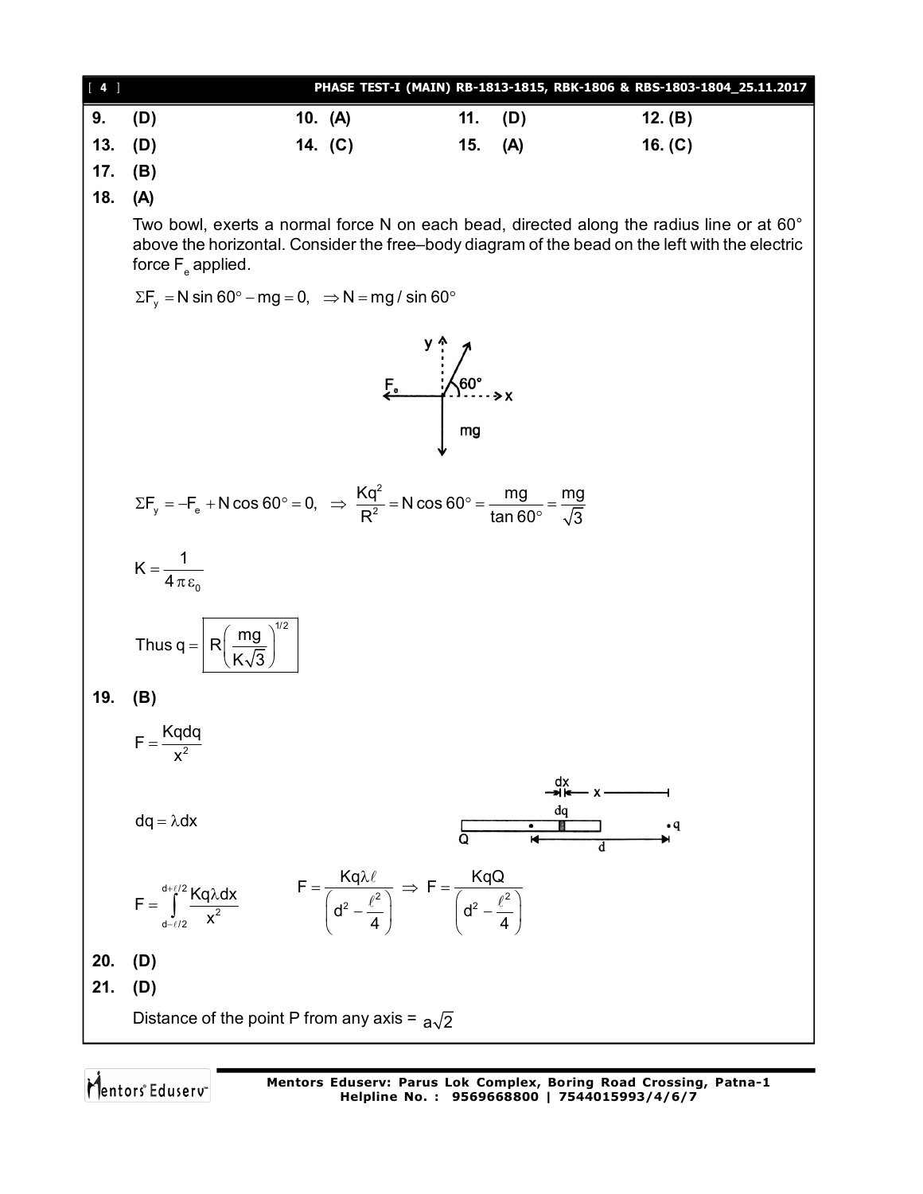| | | | |
|---|---|---|---|
| **9. (D)** | **10. (A)** | **11. (D)** | **12. (B)** |
| **13. (D)** | **14. (C)** | **15. (A)** | **16. (C)** |

**17. (B)**

**18. (A)**

Two bowl, exerts a normal force N on each bead, directed along the radius line or at 60° above the horizontal. Consider the free–body diagram of the bead on the left with the electric force $F_e$ applied.

$\Sigma F_y = N \sin 60° - mg = 0, \quad \Rightarrow N = mg / \sin 60°$

$\Sigma F_y = -F_e + N \cos 60° = 0, \quad \Rightarrow \dfrac{Kq^2}{R^2} = N \cos 60° = \dfrac{mg}{\tan 60°} = \dfrac{mg}{\sqrt{3}}$

$K = \dfrac{1}{4\pi\varepsilon_0}$

Thus $q = \boxed{R\left(\dfrac{mg}{K\sqrt{3}}\right)^{1/2}}$

**19. (B)**

$F = \dfrac{Kqdq}{x^2}$

$dq = \lambda dx$

$F = \displaystyle\int_{d-\ell/2}^{d+\ell/2} \dfrac{Kq\lambda dx}{x^2} \qquad F = \dfrac{Kq\lambda\ell}{\left(d^2 - \dfrac{\ell^2}{4}\right)} \Rightarrow F = \dfrac{KqQ}{\left(d^2 - \dfrac{\ell^2}{4}\right)}$

**20. (D)**

**21. (D)**

Distance of the point P from any axis = $a\sqrt{2}$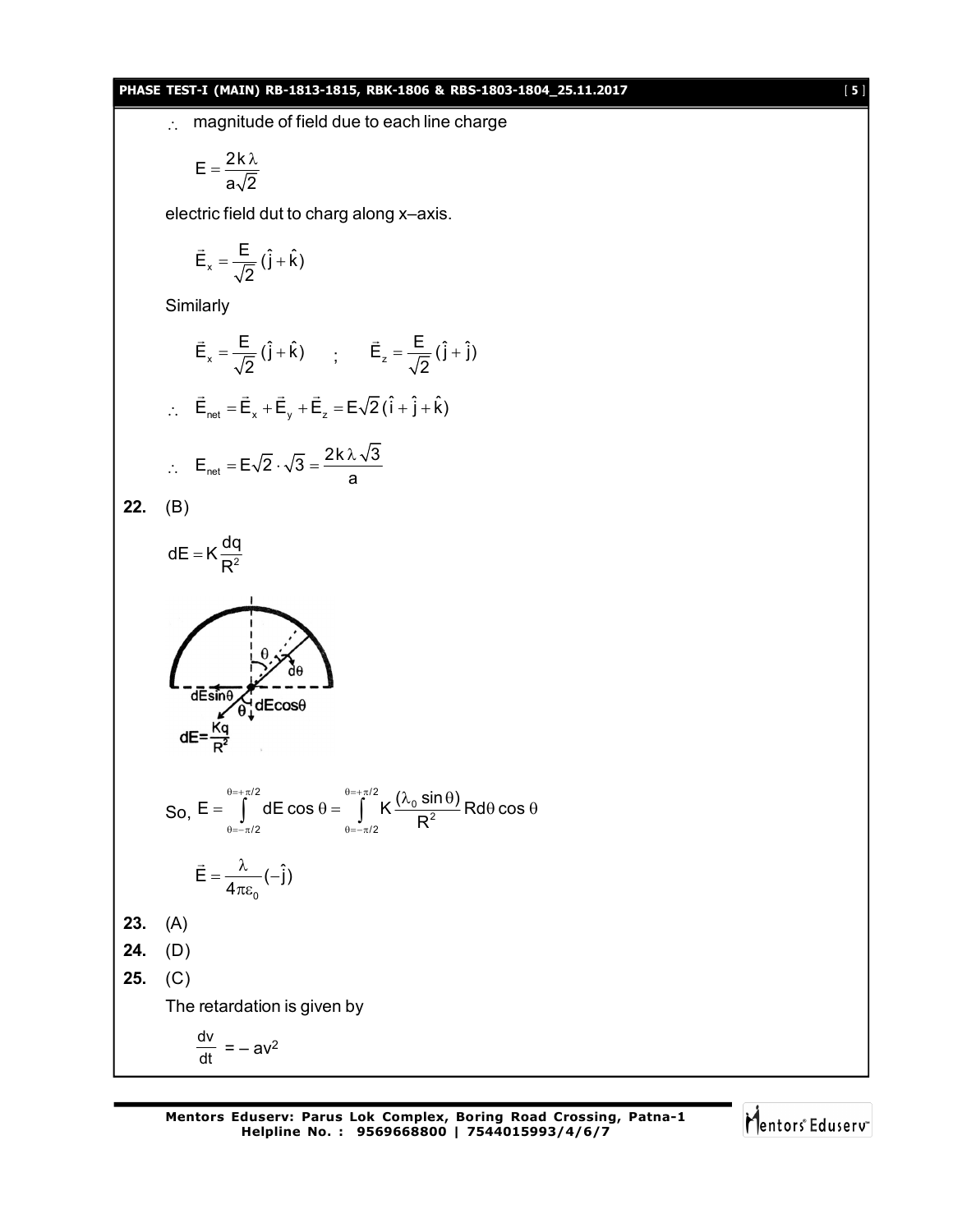$\therefore$ magnitude of field due to each line charge

$$E = \frac{2k\lambda}{a\sqrt{2}}$$

electric field dut to charg along x–axis.

$$\vec{E}_x = \frac{E}{\sqrt{2}}(\hat{j} + \hat{k})$$

Similarly

$$\vec{E}_x = \frac{E}{\sqrt{2}}(\hat{j} + \hat{k}) \quad ; \quad \vec{E}_z = \frac{E}{\sqrt{2}}(\hat{j} + \hat{j})$$

$$\therefore \quad \vec{E}_{net} = \vec{E}_x + \vec{E}_y + \vec{E}_z = E\sqrt{2}(\hat{i} + \hat{j} + \hat{k})$$

$$\therefore \quad E_{net} = E\sqrt{2} \cdot \sqrt{3} = \frac{2k\lambda\sqrt{3}}{a}$$

**22.** (B)

$$dE = K\frac{dq}{R^2}$$

So, $E = \int_{\theta=-\pi/2}^{\theta=+\pi/2} dE \cos\theta = \int_{\theta=-\pi/2}^{\theta=+\pi/2} K\frac{(\lambda_0 \sin\theta)}{R^2} R d\theta \cos\theta$

$$\vec{E} = \frac{\lambda}{4\pi\varepsilon_0}(-\hat{j})$$

**23.** (A)

**24.** (D)

**25.** (C)

The retardation is given by

$$\frac{dv}{dt} = -av^2$$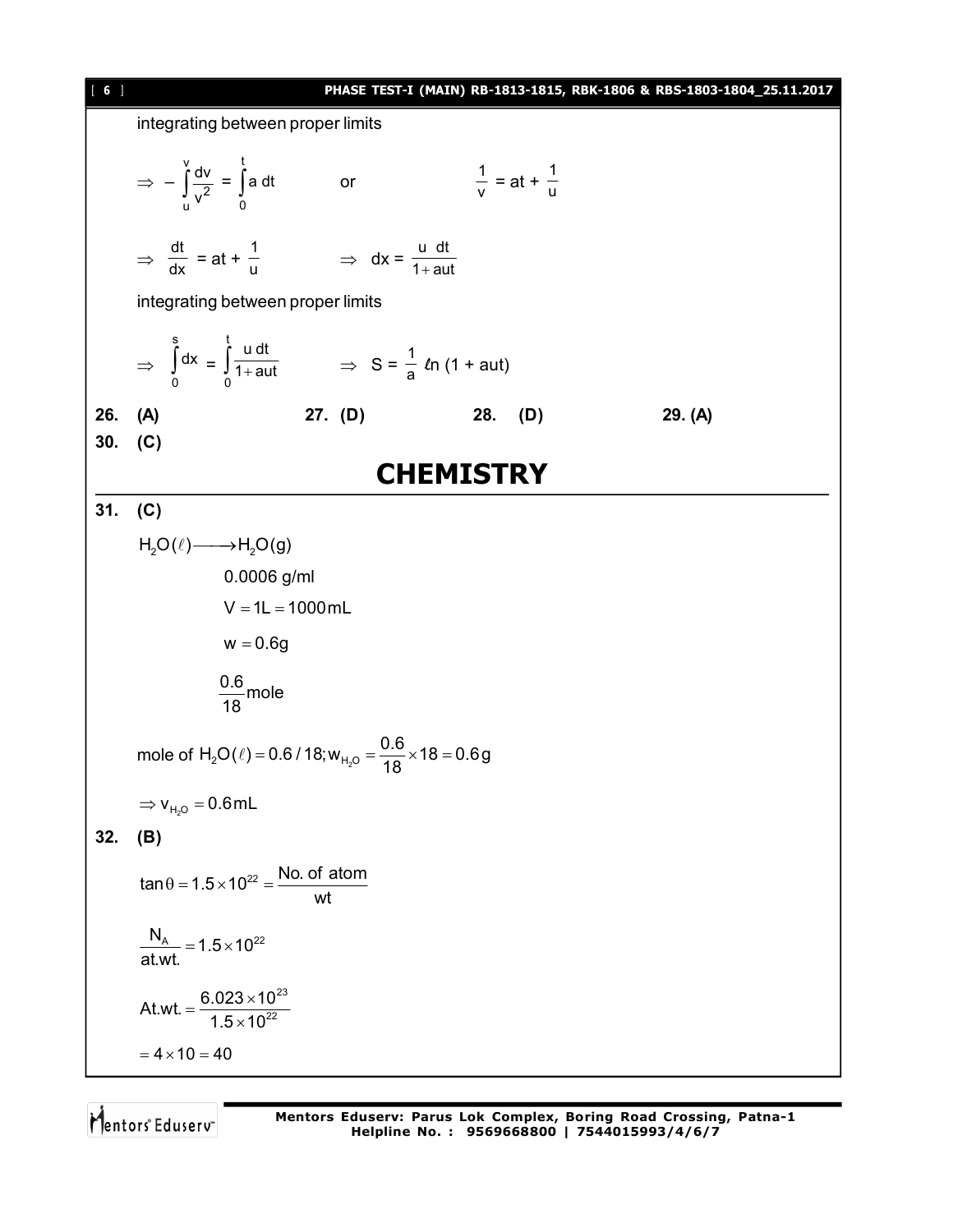integrating between proper limits

$$\Rightarrow -\int_u^v \frac{dv}{v^2} = \int_0^t a\,dt \qquad \text{or} \qquad \frac{1}{v} = at + \frac{1}{u}$$

$$\Rightarrow \frac{dt}{dx} = at + \frac{1}{u} \qquad \Rightarrow dx = \frac{u\,dt}{1+aut}$$

integrating between proper limits

$$\Rightarrow \int_0^s dx = \int_0^t \frac{u\,dt}{1+aut} \qquad \Rightarrow S = \frac{1}{a}\ell n\,(1 + aut)$$

**26. (A)** **27. (D)** **28. (D)** **29. (A)**

**30. (C)**

# CHEMISTRY

**31. (C)**

$H_2O(\ell) \longrightarrow H_2O(g)$

0.0006 g/ml

$V = 1L = 1000\,mL$

$w = 0.6g$

$\frac{0.6}{18}$ mole

mole of $H_2O(\ell) = 0.6/18; w_{H_2O} = \frac{0.6}{18} \times 18 = 0.6\,g$

$\Rightarrow v_{H_2O} = 0.6\,mL$

**32. (B)**

$\tan\theta = 1.5 \times 10^{22} = \frac{\text{No. of atom}}{\text{wt}}$

$\frac{N_A}{\text{at.wt.}} = 1.5 \times 10^{22}$

$\text{At.wt.} = \frac{6.023 \times 10^{23}}{1.5 \times 10^{22}}$

$= 4 \times 10 = 40$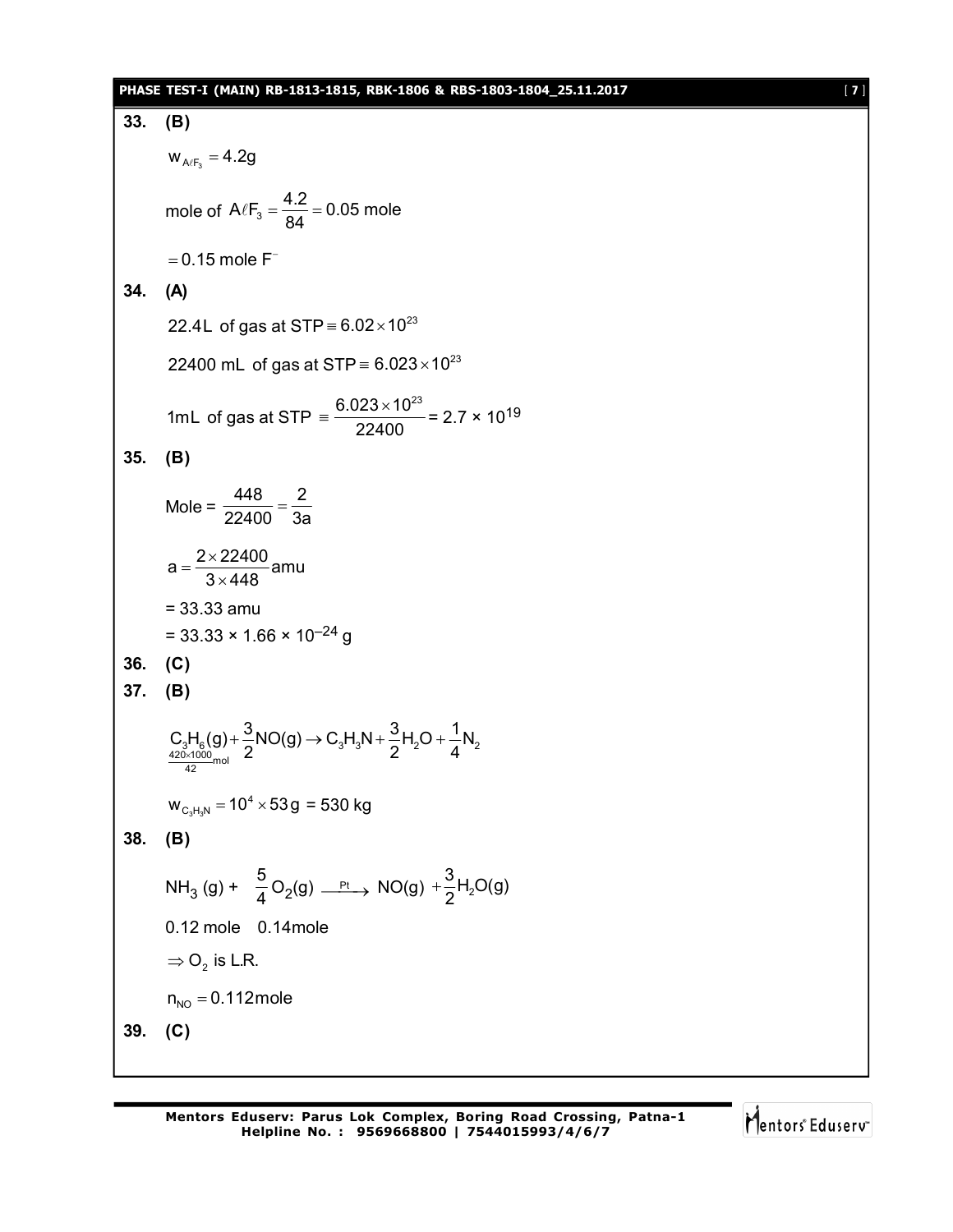**33. (B)**

$w_{A\ell F_3} = 4.2\text{g}$

mole of $A\ell F_3 = \frac{4.2}{84} = 0.05$ mole

$= 0.15$ mole $F^-$

**34. (A)**

22.4L of gas at STP $\equiv 6.02 \times 10^{23}$

22400 mL of gas at STP $\equiv 6.023 \times 10^{23}$

1mL of gas at STP $\equiv \frac{6.023 \times 10^{23}}{22400} = 2.7 \times 10^{19}$

**35. (B)**

Mole = $\frac{448}{22400} = \frac{2}{3a}$

$a = \frac{2 \times 22400}{3 \times 448}$amu

= 33.33 amu

= $33.33 \times 1.66 \times 10^{-24}$ g

**36. (C)**

**37. (B)**

$$\underset{\frac{420 \times 1000}{42}\text{mol}}{C_3H_6(g)} + \frac{3}{2}NO(g) \rightarrow C_3H_3N + \frac{3}{2}H_2O + \frac{1}{4}N_2$$

$w_{C_3H_3N} = 10^4 \times 53\text{g}$ = 530 kg

**38. (B)**

$$NH_3\,(g) + \frac{5}{4}O_2(g) \xrightarrow{Pt} NO(g) + \frac{3}{2}H_2O(g)$$

0.12 mole 0.14mole

$\Rightarrow O_2$ is L.R.

$n_{NO} = 0.112$mole

**39. (C)**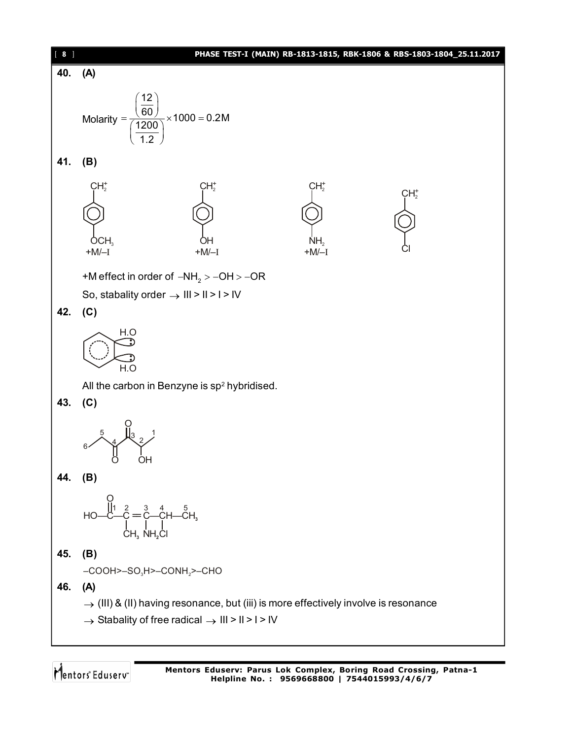**40. (A)**

$$\text{Molarity} = \frac{\left(\frac{12}{60}\right)}{\left(\frac{1200}{1.2}\right)} \times 1000 = 0.2\text{M}$$

**41. (B)**

| $CH_2^+$ on benzene ring with $OCH_3$ (para) | $CH_2^+$ on benzene ring with $OH$ (para) | $CH_2^+$ on benzene ring with $NH_2$ (para) | $CH_2^+$ on benzene ring with $Cl$ (para) |
|---|---|---|---|
| +M/–I | +M/–I | +M/–I | |

+M effect in order of $-NH_2 > -OH > -OR$

So, stabality order $\rightarrow$ III > II > I > IV

**42. (C)**

(Benzyne structure with two H.O lobes)

All the carbon in Benzyne is $sp^2$ hybridised.

**43. (C)**

(Structure: $CH_3$–$CH_2$–CO–CO–CH(OH)–$CH_3$, numbered 6, 5, 4, 3, 2, 1)

**44. (B)**

$$HO-\overset{\overset{O}{\|}}{C}^{1}-\underset{CH_3}{\underset{|}{C^{2}}}=\underset{NH_2}{\underset{|}{C^{3}}}-\underset{Cl}{\underset{|}{CH^{4}}}-\overset{5}{CH_3}$$

**45. (B)**

$-COOH > -SO_3H > -CONH_2 > -CHO$

**46. (A)**

$\rightarrow$ (III) & (II) having resonance, but (iii) is more effectively involve is resonance

$\rightarrow$ Stabality of free radical $\rightarrow$ III > II > I > IV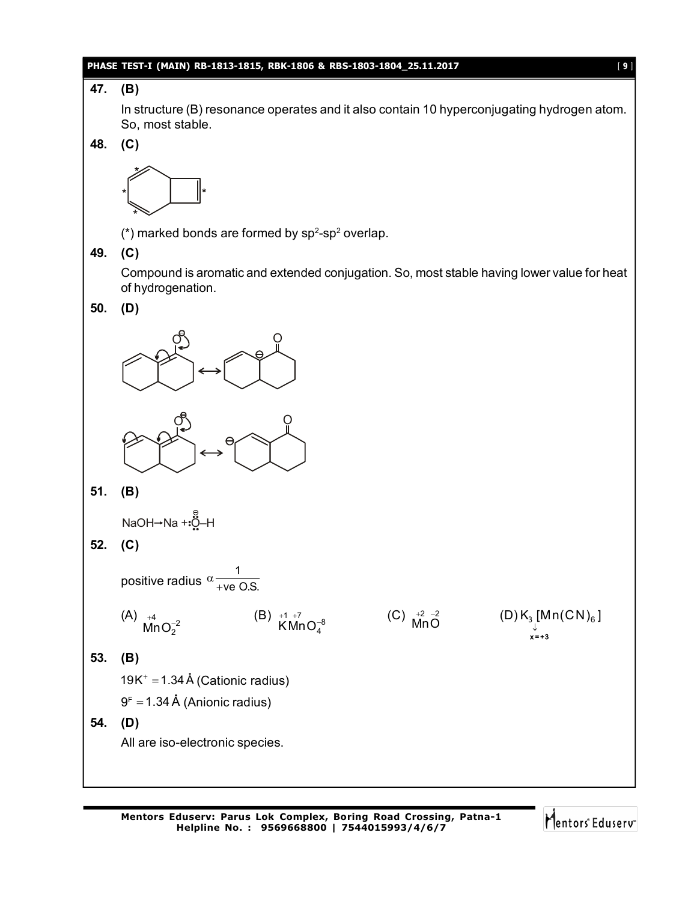**47. (B)**

In structure (B) resonance operates and it also contain 10 hyperconjugating hydrogen atom. So, most stable.

**48. (C)**

(*) marked bonds are formed by $sp^2$-$sp^2$ overlap.

**49. (C)**

Compound is aromatic and extended conjugation. So, most stable having lower value for heat of hydrogenation.

**50. (D)**

**51. (B)**

$NaOH \rightarrow Na + :\ddot{O}^{\ominus}-H$

**52. (C)**

positive radius $\alpha \frac{1}{+\text{ve O.S.}}$

(A) $\overset{+4}{Mn}O_2^{-2}$ (B) $\overset{+1}{K}\overset{+7}{Mn}O_4^{-8}$ (C) $\overset{+2}{Mn}\overset{-2}{O}$ (D) $K_3[\underset{x=+3}{Mn}(CN)_6]$

**53. (B)**

$19K^+ = 1.34\,Å$ (Cationic radius)

$9^F = 1.34\,Å$ (Anionic radius)

**54. (D)**

All are iso-electronic species.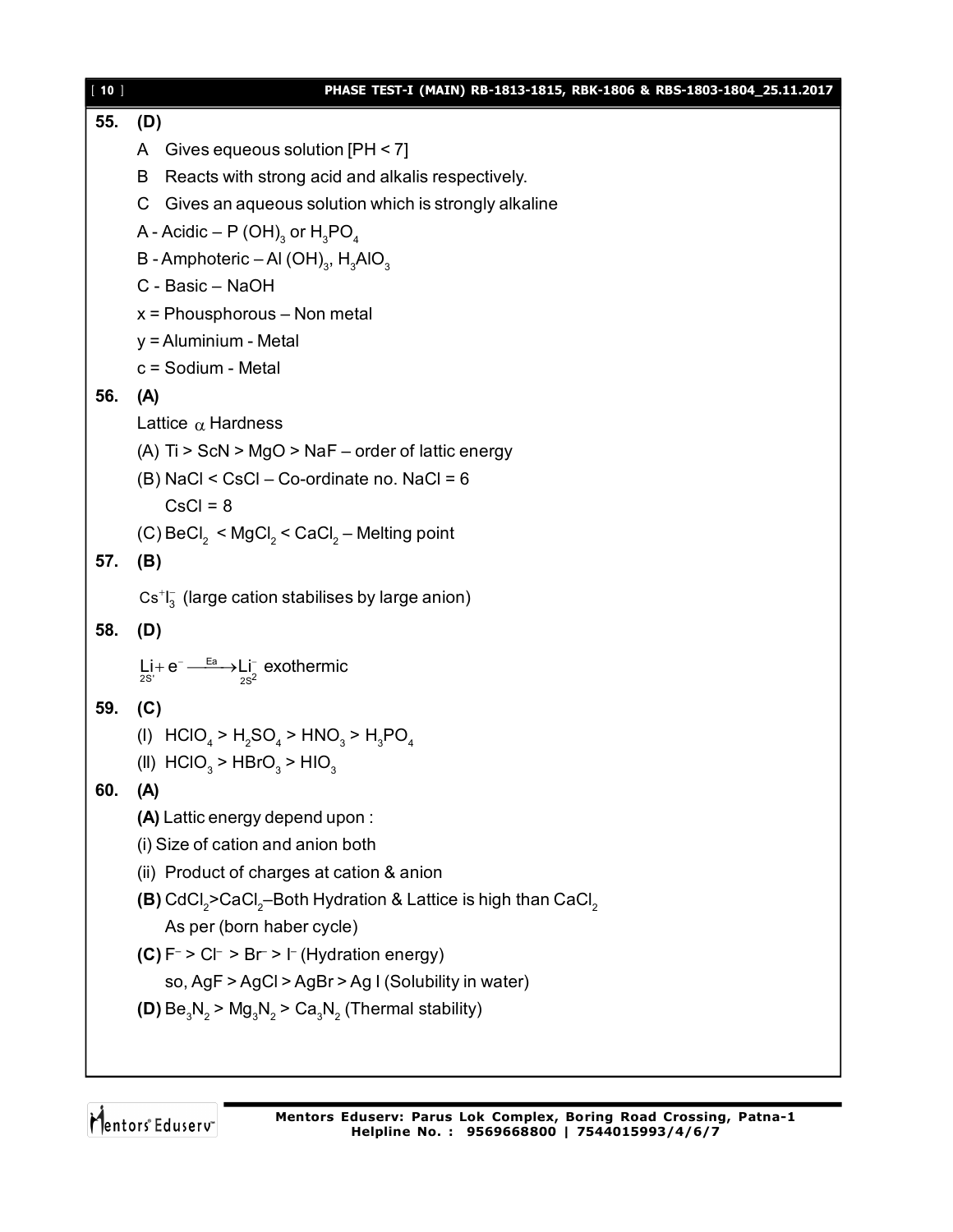**55. (D)**

A Gives equeous solution [PH < 7]

B Reacts with strong acid and alkalis respectively.

C Gives an aqueous solution which is strongly alkaline

A - Acidic – P $(OH)_3$ or $H_3PO_4$

B - Amphoteric – Al $(OH)_3$, $H_3AlO_3$

C - Basic – NaOH

x = Phousphorous – Non metal

y = Aluminium - Metal

c = Sodium - Metal

**56. (A)**

Lattice $\alpha$ Hardness

(A) Ti > ScN > MgO > NaF – order of lattic energy

(B) NaCl < CsCl – Co-ordinate no. NaCl = 6

CsCl = 8

(C) $BeCl_2$ < $MgCl_2$ < $CaCl_2$ – Melting point

**57. (B)**

$Cs^+I_3^-$ (large cation stabilises by large anion)

**58. (D)**

$\underset{2S^1}{Li} + e^- \xrightarrow{Ea} \underset{2S^2}{Li^-}$ exothermic

**59. (C)**

(I) $HClO_4 > H_2SO_4 > HNO_3 > H_3PO_4$

(II) $HClO_3 > HBrO_3 > HIO_3$

**60. (A)**

**(A)** Lattic energy depend upon :

(i) Size of cation and anion both

(ii) Product of charges at cation & anion

**(B)** $CdCl_2$>$CaCl_2$–Both Hydration & Lattice is high than $CaCl_2$

As per (born haber cycle)

**(C)** $F^-$ > $Cl^-$ > $Br^-$ > $I^-$ (Hydration energy)

so, AgF > AgCl > AgBr > Ag I (Solubility in water)

**(D)** $Be_3N_2$ > $Mg_3N_2$ > $Ca_3N_2$ (Thermal stability)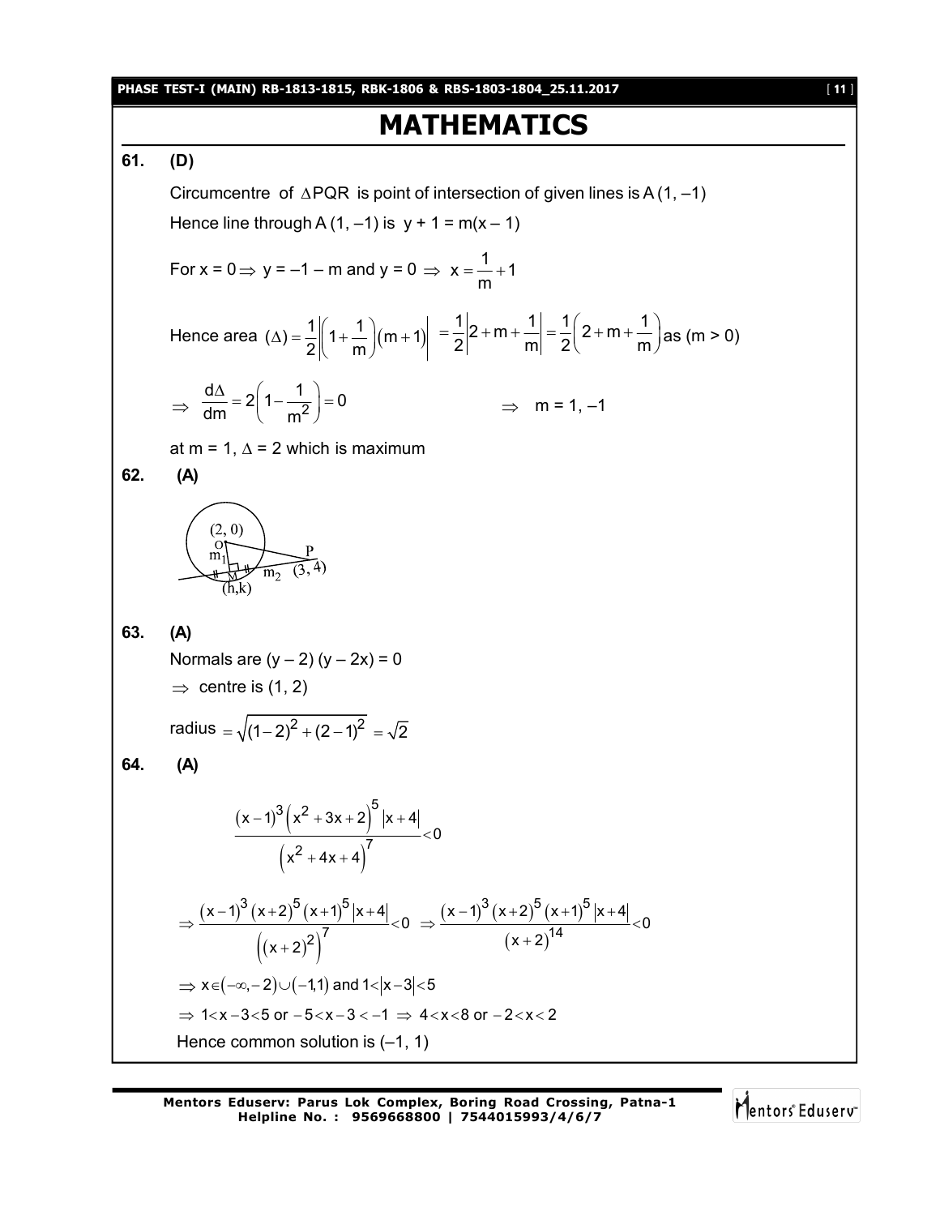# MATHEMATICS

**61. (D)**

Circumcentre of $\Delta PQR$ is point of intersection of given lines is A (1, –1)

Hence line through A (1, –1) is $y + 1 = m(x - 1)$

For $x = 0 \Rightarrow y = -1 - m$ and $y = 0 \Rightarrow x = \frac{1}{m} + 1$

Hence area $(\Delta) = \frac{1}{2}\left|\left(1+\frac{1}{m}\right)(m+1)\right| = \frac{1}{2}\left|2+m+\frac{1}{m}\right| = \frac{1}{2}\left(2+m+\frac{1}{m}\right)$ as (m > 0)

$\Rightarrow \frac{d\Delta}{dm} = 2\left(1-\frac{1}{m^2}\right) = 0 \quad \Rightarrow \quad m = 1, -1$

at m = 1, $\Delta = 2$ which is maximum

**62. (A)**

**63. (A)**

Normals are $(y - 2)(y - 2x) = 0$

$\Rightarrow$ centre is (1, 2)

radius $= \sqrt{(1-2)^2 + (2-1)^2} = \sqrt{2}$

**64. (A)**

$$\frac{(x-1)^3\left(x^2+3x+2\right)^5|x+4|}{\left(x^2+4x+4\right)^7} < 0$$

$$\Rightarrow \frac{(x-1)^3(x+2)^5(x+1)^5|x+4|}{\left((x+2)^2\right)^7} < 0 \Rightarrow \frac{(x-1)^3(x+2)^5(x+1)^5|x+4|}{(x+2)^{14}} < 0$$

$\Rightarrow x \in (-\infty, -2) \cup (-1, 1)$ and $1 < |x-3| < 5$

$\Rightarrow 1 < x - 3 < 5$ or $-5 < x - 3 < -1 \Rightarrow 4 < x < 8$ or $-2 < x < 2$

Hence common solution is (–1, 1)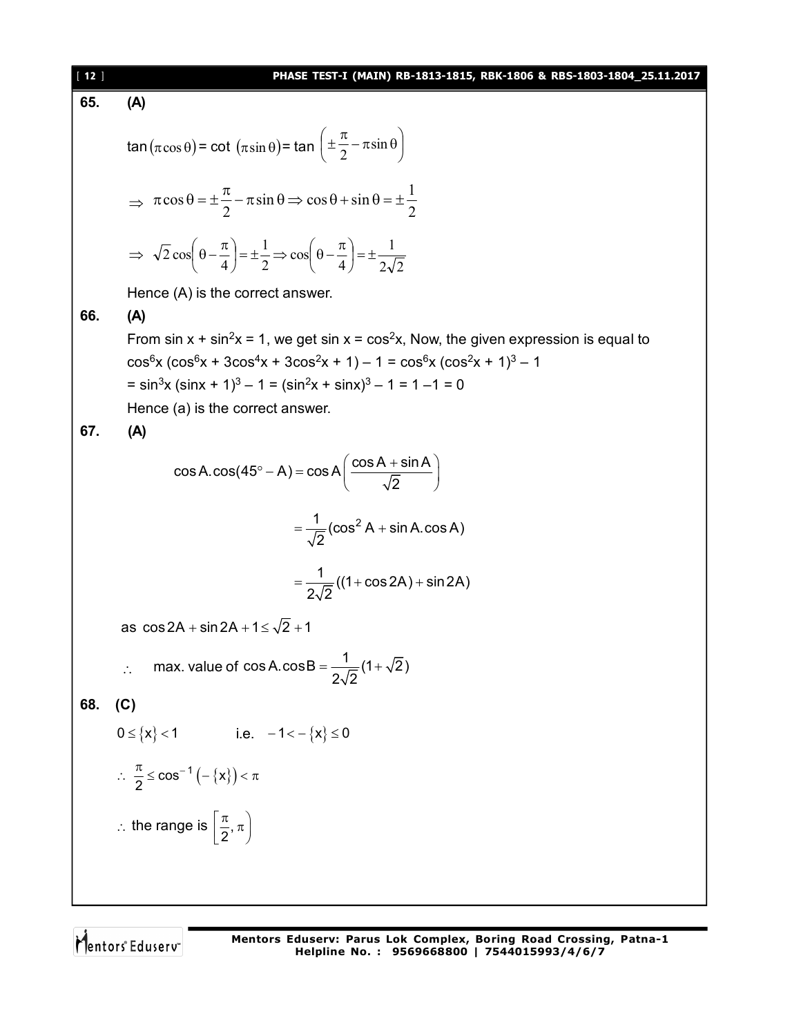**65. (A)**

$\tan(\pi\cos\theta) = \cot(\pi\sin\theta) = \tan\left(\pm\frac{\pi}{2} - \pi\sin\theta\right)$

$\Rightarrow \pi\cos\theta = \pm\frac{\pi}{2} - \pi\sin\theta \Rightarrow \cos\theta + \sin\theta = \pm\frac{1}{2}$

$\Rightarrow \sqrt{2}\cos\left(\theta - \frac{\pi}{4}\right) = \pm\frac{1}{2} \Rightarrow \cos\left(\theta - \frac{\pi}{4}\right) = \pm\frac{1}{2\sqrt{2}}$

Hence (A) is the correct answer.

**66. (A)**

From $\sin x + \sin^2 x = 1$, we get $\sin x = \cos^2 x$, Now, the given expression is equal to

$\cos^6 x(\cos^6 x + 3\cos^4 x + 3\cos^2 x + 1) - 1 = \cos^6 x(\cos^2 x + 1)^3 - 1$

$= \sin^3 x(\sin x + 1)^3 - 1 = (\sin^2 x + \sin x)^3 - 1 = 1 - 1 = 0$

Hence (a) is the correct answer.

**67. (A)**

$$\cos A.\cos(45^\circ - A) = \cos A\left(\frac{\cos A + \sin A}{\sqrt{2}}\right)$$

$$= \frac{1}{\sqrt{2}}(\cos^2 A + \sin A.\cos A)$$

$$= \frac{1}{2\sqrt{2}}((1 + \cos 2A) + \sin 2A)$$

as $\cos 2A + \sin 2A + 1 \le \sqrt{2} + 1$

$\therefore$ max. value of $\cos A.\cos B = \frac{1}{2\sqrt{2}}(1 + \sqrt{2})$

**68. (C)**

$0 \le \{x\} < 1$ i.e. $-1 < -\{x\} \le 0$

$\therefore \frac{\pi}{2} \le \cos^{-1}(-\{x\}) < \pi$

$\therefore$ the range is $\left[\frac{\pi}{2}, \pi\right)$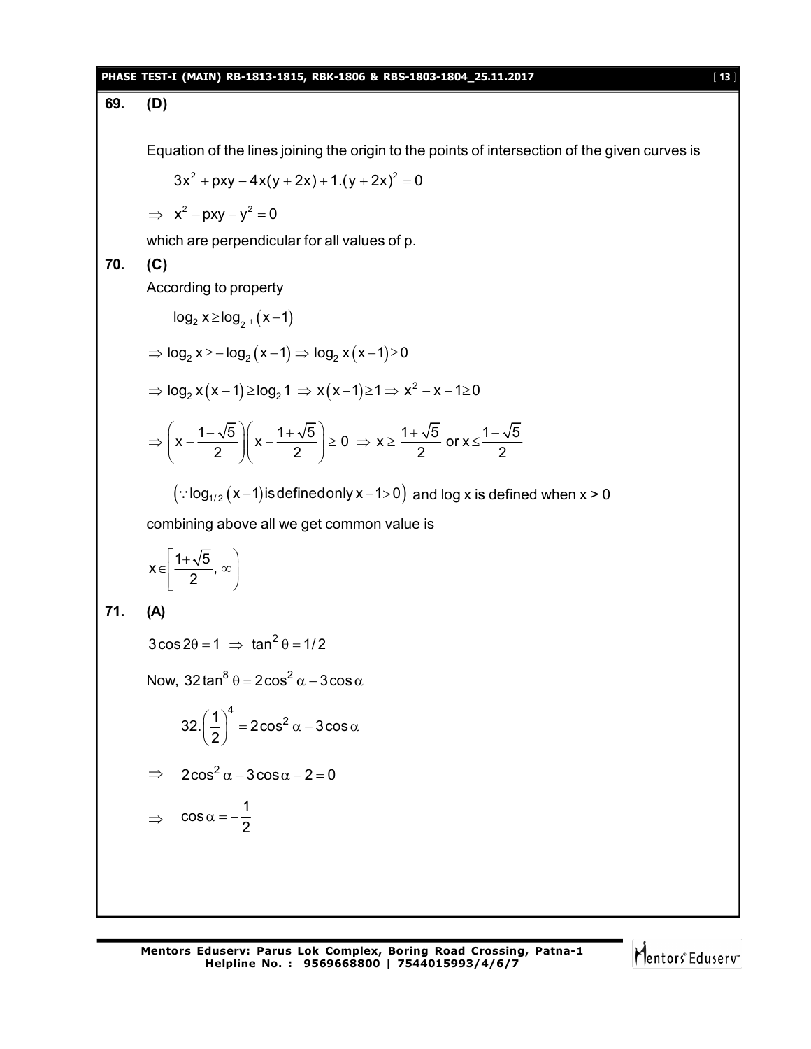**69. (D)**

Equation of the lines joining the origin to the points of intersection of the given curves is

$$3x^2 + pxy - 4x(y + 2x) + 1.(y + 2x)^2 = 0$$

$$\Rightarrow \; x^2 - pxy - y^2 = 0$$

which are perpendicular for all values of p.

**70. (C)**

According to property

$$\log_2 x \geq \log_{2^{-1}}(x-1)$$

$$\Rightarrow \log_2 x \geq -\log_2(x-1) \Rightarrow \log_2 x(x-1) \geq 0$$

$$\Rightarrow \log_2 x(x-1) \geq \log_2 1 \Rightarrow x(x-1) \geq 1 \Rightarrow x^2 - x - 1 \geq 0$$

$$\Rightarrow \left(x - \frac{1-\sqrt{5}}{2}\right)\left(x - \frac{1+\sqrt{5}}{2}\right) \geq 0 \Rightarrow x \geq \frac{1+\sqrt{5}}{2} \text{ or } x \leq \frac{1-\sqrt{5}}{2}$$

$\left(\because \log_{1/2}(x-1) \text{ is defined only } x-1>0\right)$ and log x is defined when x > 0

combining above all we get common value is

$$x \in \left[\frac{1+\sqrt{5}}{2}, \infty\right)$$

**71. (A)**

$$3\cos 2\theta = 1 \;\Rightarrow\; \tan^2\theta = 1/2$$

Now, $32\tan^8\theta = 2\cos^2\alpha - 3\cos\alpha$

$$32.\left(\frac{1}{2}\right)^4 = 2\cos^2\alpha - 3\cos\alpha$$

$$\Rightarrow \quad 2\cos^2\alpha - 3\cos\alpha - 2 = 0$$

$$\Rightarrow \quad \cos\alpha = -\frac{1}{2}$$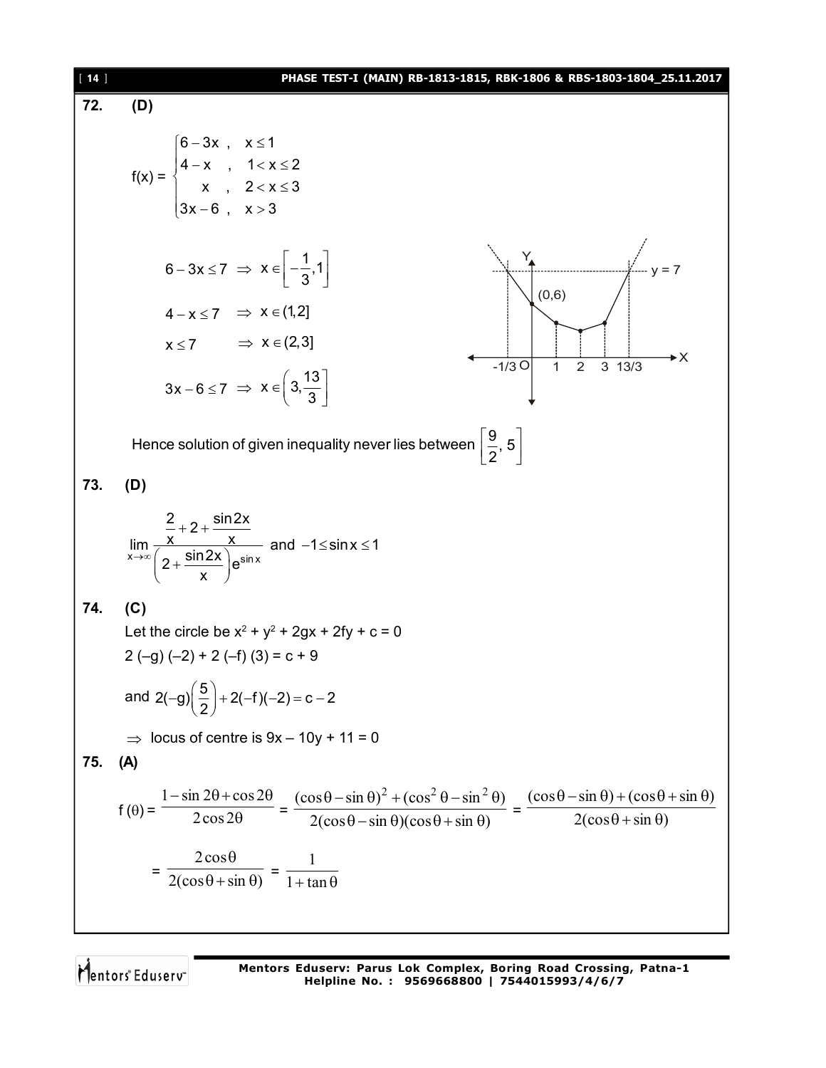**72. (D)**

$$f(x) = \begin{cases} 6-3x\ , & x \le 1 \\ 4-x\ , & 1 < x \le 2 \\ x\ , & 2 < x \le 3 \\ 3x-6\ , & x > 3 \end{cases}$$

$6 - 3x \le 7 \Rightarrow x \in \left[-\frac{1}{3}, 1\right]$

$4 - x \le 7 \Rightarrow x \in (1, 2]$

$x \le 7 \Rightarrow x \in (2, 3]$

$3x - 6 \le 7 \Rightarrow x \in \left(3, \frac{13}{3}\right]$

Hence solution of given inequality never lies between $\left[\frac{9}{2}, 5\right]$

**73. (D)**

$$\lim_{x\to\infty} \frac{\frac{2}{x} + 2 + \frac{\sin 2x}{x}}{\left(2 + \frac{\sin 2x}{x}\right)e^{\sin x}} \text{ and } -1 \le \sin x \le 1$$

**74. (C)**

Let the circle be $x^2 + y^2 + 2gx + 2fy + c = 0$

$2(-g)(-2) + 2(-f)(3) = c + 9$

and $2(-g)\left(\frac{5}{2}\right) + 2(-f)(-2) = c - 2$

$\Rightarrow$ locus of centre is $9x - 10y + 11 = 0$

**75. (A)**

$$f(\theta) = \frac{1 - \sin 2\theta + \cos 2\theta}{2\cos 2\theta} = \frac{(\cos\theta - \sin\theta)^2 + (\cos^2\theta - \sin^2\theta)}{2(\cos\theta - \sin\theta)(\cos\theta + \sin\theta)} = \frac{(\cos\theta - \sin\theta) + (\cos\theta + \sin\theta)}{2(\cos\theta + \sin\theta)}$$

$$= \frac{2\cos\theta}{2(\cos\theta + \sin\theta)} = \frac{1}{1 + \tan\theta}$$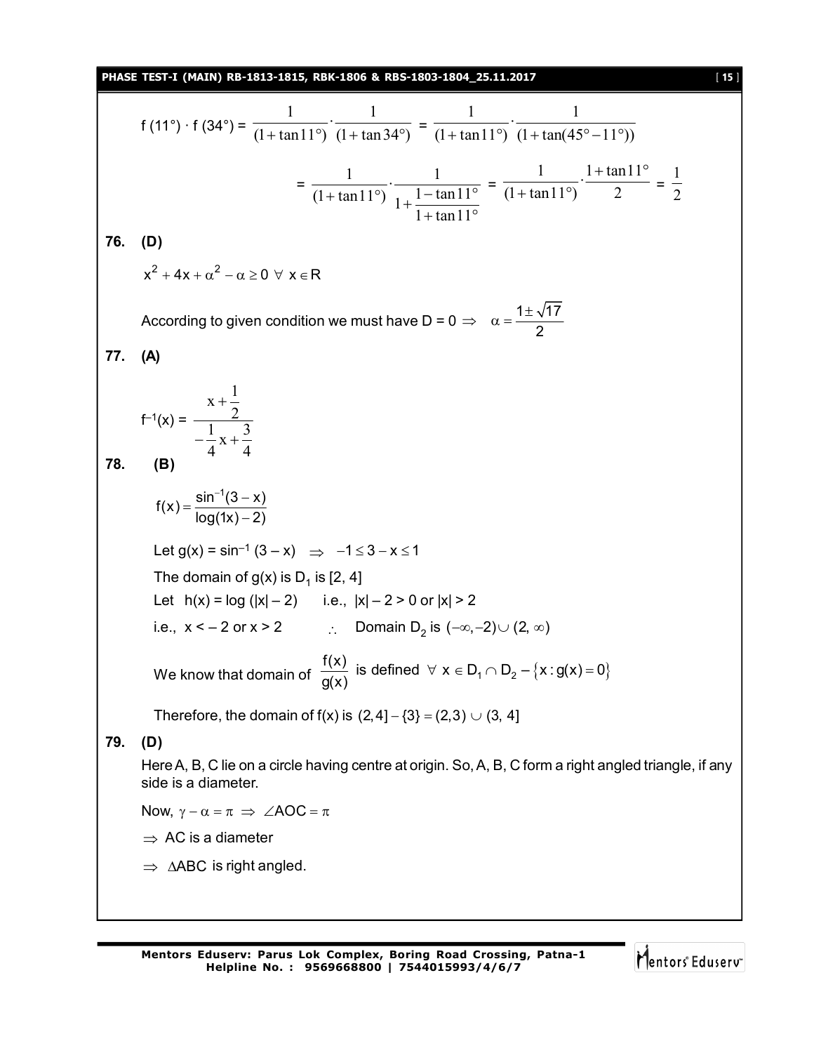$$f(11°) \cdot f(34°) = \frac{1}{(1+\tan 11°)} \cdot \frac{1}{(1+\tan 34°)} = \frac{1}{(1+\tan 11°)} \cdot \frac{1}{(1+\tan(45°-11°))}$$

$$= \frac{1}{(1+\tan 11°)} \cdot \frac{1}{1+\dfrac{1-\tan 11°}{1+\tan 11°}} = \frac{1}{(1+\tan 11°)} \cdot \frac{1+\tan 11°}{2} = \frac{1}{2}$$

**76. (D)**

$x^2 + 4x + \alpha^2 - \alpha \geq 0 \ \forall \ x \in R$

According to given condition we must have D = 0 $\Rightarrow \quad \alpha = \dfrac{1 \pm \sqrt{17}}{2}$

**77. (A)**

$$f^{-1}(x) = \frac{x + \frac{1}{2}}{-\frac{1}{4}x + \frac{3}{4}}$$

**78. (B)**

$$f(x) = \frac{\sin^{-1}(3-x)}{\log(1x) - 2)}$$

Let $g(x) = \sin^{-1}(3 - x) \ \Rightarrow \ -1 \leq 3 - x \leq 1$

The domain of g(x) is $D_1$ is [2, 4]

Let $h(x) = \log(|x| - 2)$ i.e., $|x| - 2 > 0$ or $|x| > 2$

i.e., $x < -2$ or $x > 2$ $\quad \therefore$ Domain $D_2$ is $(-\infty, -2) \cup (2, \infty)$

We know that domain of $\dfrac{f(x)}{g(x)}$ is defined $\forall \ x \in D_1 \cap D_2 - \{x : g(x) = 0\}$

Therefore, the domain of f(x) is $(2, 4] - \{3\} = (2, 3) \cup (3, 4]$

**79. (D)**

Here A, B, C lie on a circle having centre at origin. So, A, B, C form a right angled triangle, if any side is a diameter.

Now, $\gamma - \alpha = \pi \ \Rightarrow \ \angle AOC = \pi$

$\Rightarrow$ AC is a diameter

$\Rightarrow$ $\Delta ABC$ is right angled.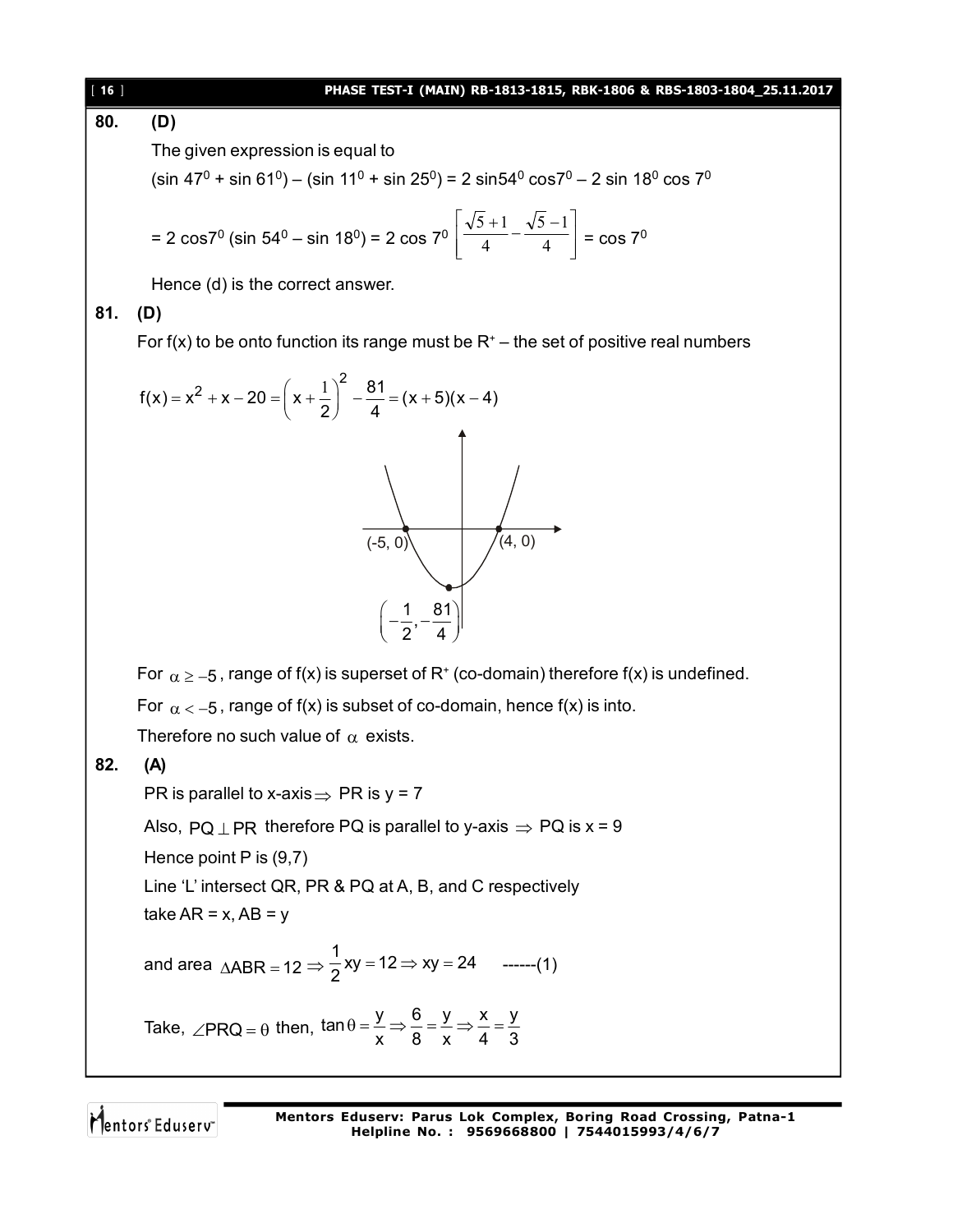**80. (D)**

The given expression is equal to

$(\sin 47^0 + \sin 61^0) - (\sin 11^0 + \sin 25^0) = 2 \sin 54^0 \cos 7^0 - 2 \sin 18^0 \cos 7^0$

$= 2 \cos 7^0 (\sin 54^0 - \sin 18^0) = 2 \cos 7^0 \left[\frac{\sqrt{5}+1}{4} - \frac{\sqrt{5}-1}{4}\right] = \cos 7^0$

Hence (d) is the correct answer.

**81. (D)**

For f(x) to be onto function its range must be $R^+$ – the set of positive real numbers

$$f(x) = x^2 + x - 20 = \left(x + \frac{1}{2}\right)^2 - \frac{81}{4} = (x+5)(x-4)$$

For $\alpha \geq -5$, range of f(x) is superset of $R^+$ (co-domain) therefore f(x) is undefined.

For $\alpha < -5$, range of f(x) is subset of co-domain, hence f(x) is into.

Therefore no such value of $\alpha$ exists.

**82. (A)**

PR is parallel to x-axis $\Rightarrow$ PR is y = 7

Also, $PQ \perp PR$ therefore PQ is parallel to y-axis $\Rightarrow$ PQ is x = 9

Hence point P is (9,7)

Line 'L' intersect QR, PR & PQ at A, B, and C respectively

take AR = x, AB = y

and area $\Delta ABR = 12 \Rightarrow \frac{1}{2}xy = 12 \Rightarrow xy = 24$ ------(1)

Take, $\angle PRQ = \theta$ then, $\tan\theta = \frac{y}{x} \Rightarrow \frac{6}{8} = \frac{y}{x} \Rightarrow \frac{x}{4} = \frac{y}{3}$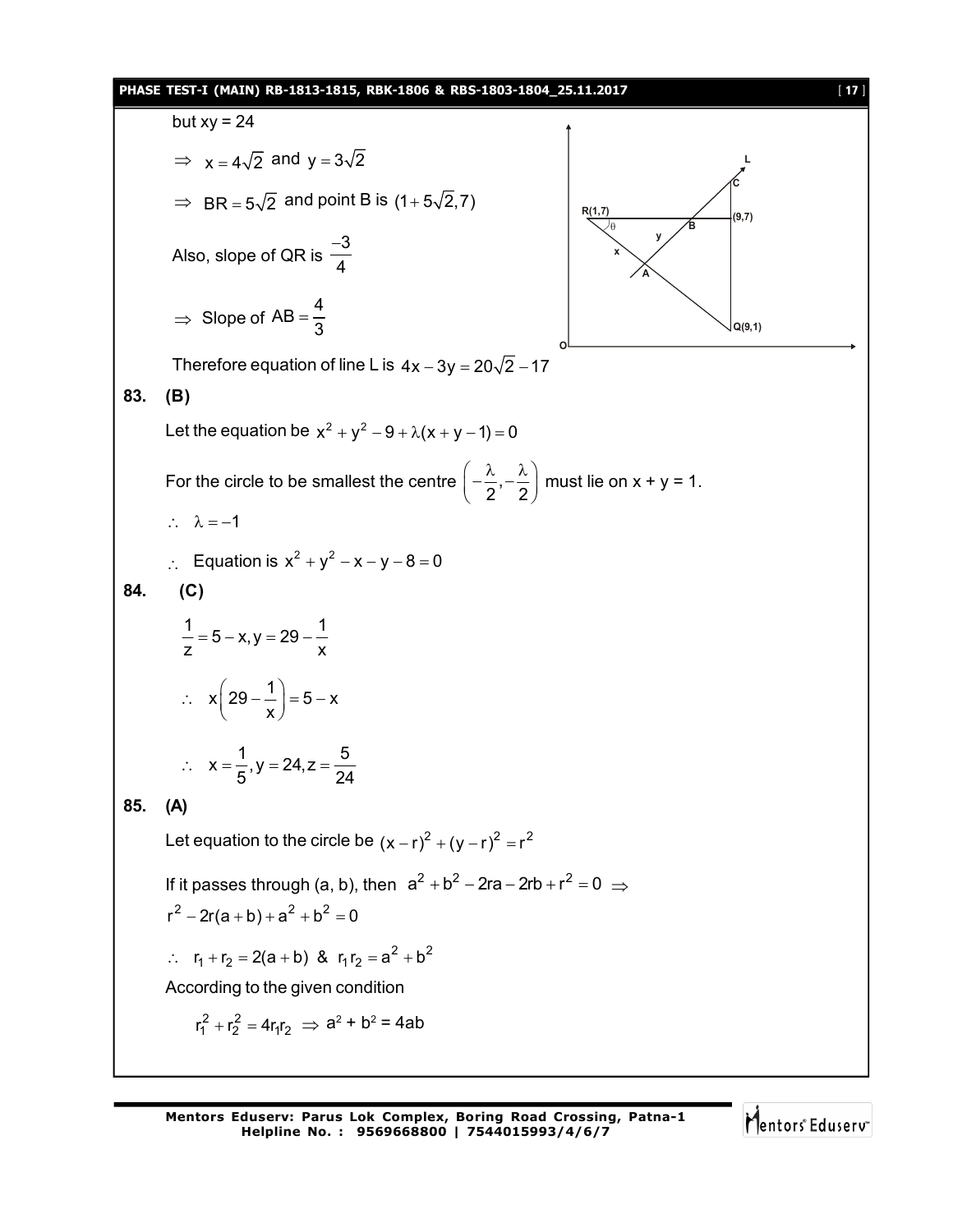but xy = 24

$\Rightarrow$ $x = 4\sqrt{2}$ and $y = 3\sqrt{2}$

$\Rightarrow$ $BR = 5\sqrt{2}$ and point B is $(1+5\sqrt{2}, 7)$

Also, slope of QR is $\dfrac{-3}{4}$

$\Rightarrow$ Slope of $AB = \dfrac{4}{3}$

Therefore equation of line L is $4x - 3y = 20\sqrt{2} - 17$

**83. (B)**

Let the equation be $x^2 + y^2 - 9 + \lambda(x + y - 1) = 0$

For the circle to be smallest the centre $\left(-\dfrac{\lambda}{2}, -\dfrac{\lambda}{2}\right)$ must lie on x + y = 1.

$\therefore$ $\lambda = -1$

$\therefore$ Equation is $x^2 + y^2 - x - y - 8 = 0$

**84. (C)**

$\dfrac{1}{z} = 5 - x, y = 29 - \dfrac{1}{x}$

$\therefore$ $x\left(29 - \dfrac{1}{x}\right) = 5 - x$

$\therefore$ $x = \dfrac{1}{5}, y = 24, z = \dfrac{5}{24}$

**85. (A)**

Let equation to the circle be $(x - r)^2 + (y - r)^2 = r^2$

If it passes through (a, b), then $a^2 + b^2 - 2ra - 2rb + r^2 = 0$ $\Rightarrow$
$r^2 - 2r(a + b) + a^2 + b^2 = 0$

$\therefore$ $r_1 + r_2 = 2(a + b)$ & $r_1 r_2 = a^2 + b^2$

According to the given condition

$r_1^2 + r_2^2 = 4r_1r_2$ $\Rightarrow$ $a^2 + b^2 = 4ab$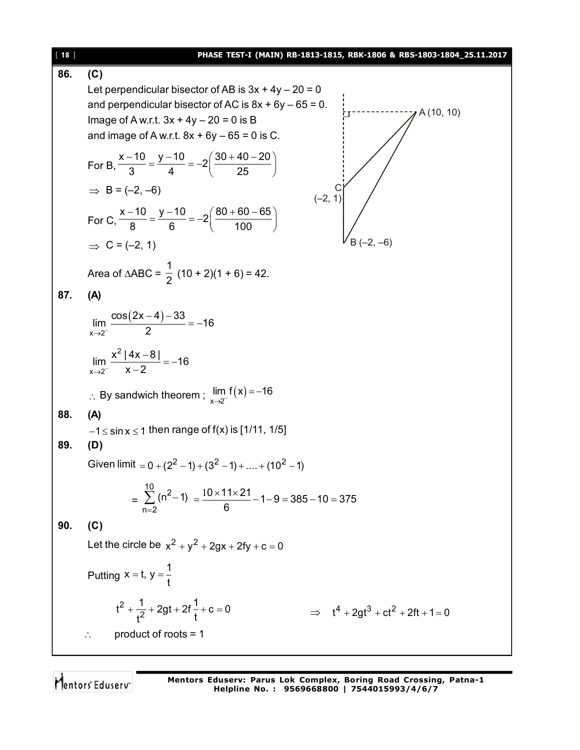**86. (C)**

Let perpendicular bisector of AB is $3x + 4y - 20 = 0$

and perpendicular bisector of AC is $8x + 6y - 65 = 0$.

Image of A w.r.t. $3x + 4y - 20 = 0$ is B

and image of A w.r.t. $8x + 6y - 65 = 0$ is C.

For B, $\frac{x-10}{3} = \frac{y-10}{4} = -2\left(\frac{30+40-20}{25}\right)$

$\Rightarrow$ B = (–2, –6)

For C, $\frac{x-10}{8} = \frac{y-10}{6} = -2\left(\frac{80+60-65}{100}\right)$

$\Rightarrow$ C = (–2, 1)

A (10, 10)

C (–2, 1)

B (–2, –6)

Area of $\Delta$ABC = $\frac{1}{2}$ (10 + 2)(1 + 6) = 42.

**87. (A)**

$$\lim_{x \to 2^-} \frac{\cos(2x-4) - 33}{2} = -16$$

$$\lim_{x \to 2^-} \frac{x^2 |4x-8|}{x-2} = -16$$

$\therefore$ By sandwich theorem ; $\lim_{x \to 2^-} f(x) = -16$

**88. (A)**

$-1 \le \sin x \le 1$ then range of f(x) is [1/11, 1/5]

**89. (D)**

Given limit $= 0 + (2^2 - 1) + (3^2 - 1) + .... + (10^2 - 1)$

$$= \sum_{n=2}^{10} (n^2 - 1) = \frac{10 \times 11 \times 21}{6} - 1 - 9 = 385 - 10 = 375$$

**90. (C)**

Let the circle be $x^2 + y^2 + 2gx + 2fy + c = 0$

Putting $x = t,\ y = \frac{1}{t}$

$$t^2 + \frac{1}{t^2} + 2gt + 2f\frac{1}{t} + c = 0 \qquad \Rightarrow \quad t^4 + 2gt^3 + ct^2 + 2ft + 1 = 0$$

$\therefore$ product of roots = 1